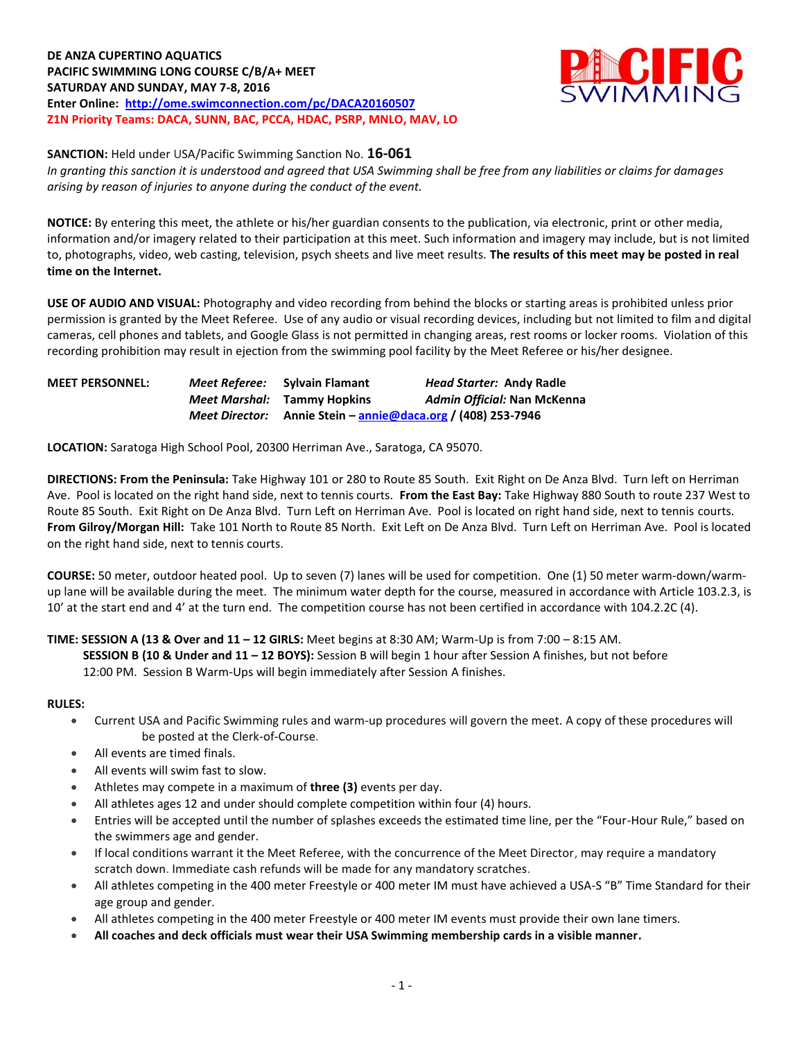**DE ANZA CUPERTINO AQUATICS**
**PACIFIC SWIMMING LONG COURSE C/B/A+ MEET**
**SATURDAY AND SUNDAY, MAY 7-8, 2016**
**Enter Online: [http://ome.swimconnection.com/pc/DACA20160507](http://ome.swimconnection.com/pc/DACA20160507)**
**Z1N Priority Teams: DACA, SUNN, BAC, PCCA, HDAC, PSRP, MNLO, MAV, LO**

**SANCTION:** Held under USA/Pacific Swimming Sanction No. **16-061**
*In granting this sanction it is understood and agreed that USA Swimming shall be free from any liabilities or claims for damages arising by reason of injuries to anyone during the conduct of the event.*

**NOTICE:** By entering this meet, the athlete or his/her guardian consents to the publication, via electronic, print or other media, information and/or imagery related to their participation at this meet. Such information and imagery may include, but is not limited to, photographs, video, web casting, television, psych sheets and live meet results. **The results of this meet may be posted in real time on the Internet.**

**USE OF AUDIO AND VISUAL:** Photography and video recording from behind the blocks or starting areas is prohibited unless prior permission is granted by the Meet Referee. Use of any audio or visual recording devices, including but not limited to film and digital cameras, cell phones and tablets, and Google Glass is not permitted in changing areas, rest rooms or locker rooms. Violation of this recording prohibition may result in ejection from the swimming pool facility by the Meet Referee or his/her designee.

**MEET PERSONNEL:**
*Meet Referee:* **Sylvain Flamant** — *Head Starter:* **Andy Radle**
*Meet Marshal:* **Tammy Hopkins** — *Admin Official:* **Nan McKenna**
*Meet Director:* **Annie Stein – [annie@daca.org](mailto:annie@daca.org) / (408) 253-7946**

**LOCATION:** Saratoga High School Pool, 20300 Herriman Ave., Saratoga, CA 95070.

**DIRECTIONS: From the Peninsula:** Take Highway 101 or 280 to Route 85 South. Exit Right on De Anza Blvd. Turn left on Herriman Ave. Pool is located on the right hand side, next to tennis courts. **From the East Bay:** Take Highway 880 South to route 237 West to Route 85 South. Exit Right on De Anza Blvd. Turn Left on Herriman Ave. Pool is located on right hand side, next to tennis courts. **From Gilroy/Morgan Hill:** Take 101 North to Route 85 North. Exit Left on De Anza Blvd. Turn Left on Herriman Ave. Pool is located on the right hand side, next to tennis courts.

**COURSE:** 50 meter, outdoor heated pool. Up to seven (7) lanes will be used for competition. One (1) 50 meter warm-down/warm-up lane will be available during the meet. The minimum water depth for the course, measured in accordance with Article 103.2.3, is 10' at the start end and 4' at the turn end. The competition course has not been certified in accordance with 104.2.2C (4).

**TIME: SESSION A (13 & Over and 11 – 12 GIRLS:** Meet begins at 8:30 AM; Warm-Up is from 7:00 – 8:15 AM.
**SESSION B (10 & Under and 11 – 12 BOYS):** Session B will begin 1 hour after Session A finishes, but not before 12:00 PM. Session B Warm-Ups will begin immediately after Session A finishes.

**RULES:**

- Current USA and Pacific Swimming rules and warm-up procedures will govern the meet. A copy of these procedures will be posted at the Clerk-of-Course.
- All events are timed finals.
- All events will swim fast to slow.
- Athletes may compete in a maximum of **three (3)** events per day.
- All athletes ages 12 and under should complete competition within four (4) hours.
- Entries will be accepted until the number of splashes exceeds the estimated time line, per the "Four-Hour Rule," based on the swimmers age and gender.
- If local conditions warrant it the Meet Referee, with the concurrence of the Meet Director, may require a mandatory scratch down. Immediate cash refunds will be made for any mandatory scratches.
- All athletes competing in the 400 meter Freestyle or 400 meter IM must have achieved a USA-S "B" Time Standard for their age group and gender.
- All athletes competing in the 400 meter Freestyle or 400 meter IM events must provide their own lane timers.
- **All coaches and deck officials must wear their USA Swimming membership cards in a visible manner.**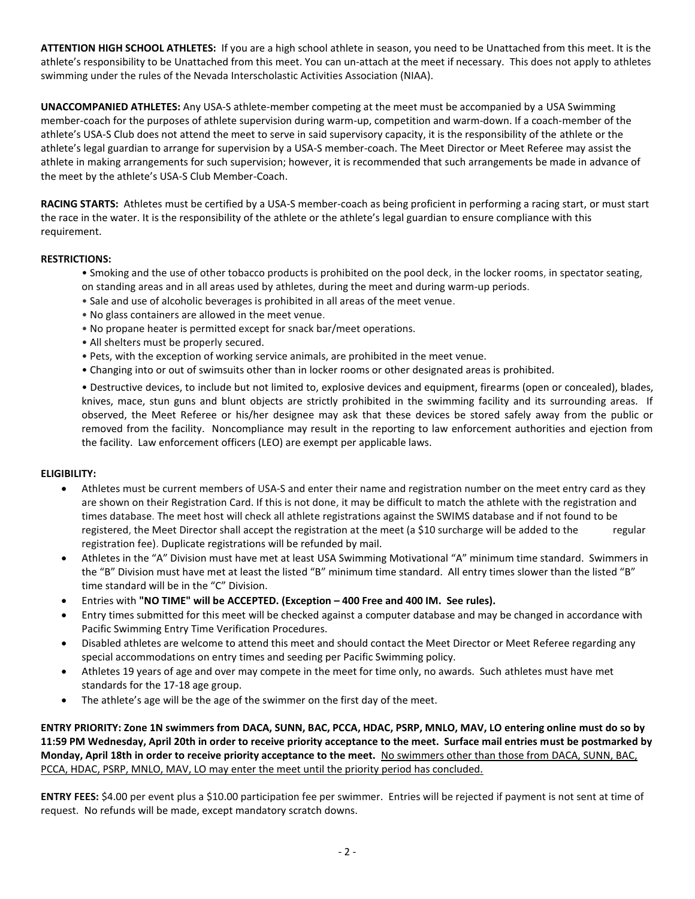**ATTENTION HIGH SCHOOL ATHLETES:** If you are a high school athlete in season, you need to be Unattached from this meet. It is the athlete's responsibility to be Unattached from this meet. You can un-attach at the meet if necessary. This does not apply to athletes swimming under the rules of the Nevada Interscholastic Activities Association (NIAA).

**UNACCOMPANIED ATHLETES:** Any USA-S athlete-member competing at the meet must be accompanied by a USA Swimming member-coach for the purposes of athlete supervision during warm-up, competition and warm-down. If a coach-member of the athlete's USA-S Club does not attend the meet to serve in said supervisory capacity, it is the responsibility of the athlete or the athlete's legal guardian to arrange for supervision by a USA-S member-coach. The Meet Director or Meet Referee may assist the athlete in making arrangements for such supervision; however, it is recommended that such arrangements be made in advance of the meet by the athlete's USA-S Club Member-Coach.

**RACING STARTS:** Athletes must be certified by a USA-S member-coach as being proficient in performing a racing start, or must start the race in the water. It is the responsibility of the athlete or the athlete's legal guardian to ensure compliance with this requirement.

**RESTRICTIONS:**

- Smoking and the use of other tobacco products is prohibited on the pool deck, in the locker rooms, in spectator seating, on standing areas and in all areas used by athletes, during the meet and during warm-up periods.
- Sale and use of alcoholic beverages is prohibited in all areas of the meet venue.
- No glass containers are allowed in the meet venue.
- No propane heater is permitted except for snack bar/meet operations.
- All shelters must be properly secured.
- Pets, with the exception of working service animals, are prohibited in the meet venue.
- Changing into or out of swimsuits other than in locker rooms or other designated areas is prohibited.
- Destructive devices, to include but not limited to, explosive devices and equipment, firearms (open or concealed), blades, knives, mace, stun guns and blunt objects are strictly prohibited in the swimming facility and its surrounding areas. If observed, the Meet Referee or his/her designee may ask that these devices be stored safely away from the public or removed from the facility. Noncompliance may result in the reporting to law enforcement authorities and ejection from the facility. Law enforcement officers (LEO) are exempt per applicable laws.

**ELIGIBILITY:**

- Athletes must be current members of USA-S and enter their name and registration number on the meet entry card as they are shown on their Registration Card. If this is not done, it may be difficult to match the athlete with the registration and times database. The meet host will check all athlete registrations against the SWIMS database and if not found to be registered, the Meet Director shall accept the registration at the meet (a $10 surcharge will be added to the regular registration fee). Duplicate registrations will be refunded by mail.
- Athletes in the "A" Division must have met at least USA Swimming Motivational "A" minimum time standard. Swimmers in the "B" Division must have met at least the listed "B" minimum time standard. All entry times slower than the listed "B" time standard will be in the "C" Division.
- Entries with **"NO TIME" will be ACCEPTED. (Exception – 400 Free and 400 IM. See rules).**
- Entry times submitted for this meet will be checked against a computer database and may be changed in accordance with Pacific Swimming Entry Time Verification Procedures.
- Disabled athletes are welcome to attend this meet and should contact the Meet Director or Meet Referee regarding any special accommodations on entry times and seeding per Pacific Swimming policy.
- Athletes 19 years of age and over may compete in the meet for time only, no awards. Such athletes must have met standards for the 17-18 age group.
- The athlete's age will be the age of the swimmer on the first day of the meet.

**ENTRY PRIORITY: Zone 1N swimmers from DACA, SUNN, BAC, PCCA, HDAC, PSRP, MNLO, MAV, LO entering online must do so by 11:59 PM Wednesday, April 20th in order to receive priority acceptance to the meet. Surface mail entries must be postmarked by Monday, April 18th in order to receive priority acceptance to the meet.** No swimmers other than those from DACA, SUNN, BAC, PCCA, HDAC, PSRP, MNLO, MAV, LO may enter the meet until the priority period has concluded.

**ENTRY FEES:** $4.00 per event plus a $10.00 participation fee per swimmer. Entries will be rejected if payment is not sent at time of request. No refunds will be made, except mandatory scratch downs.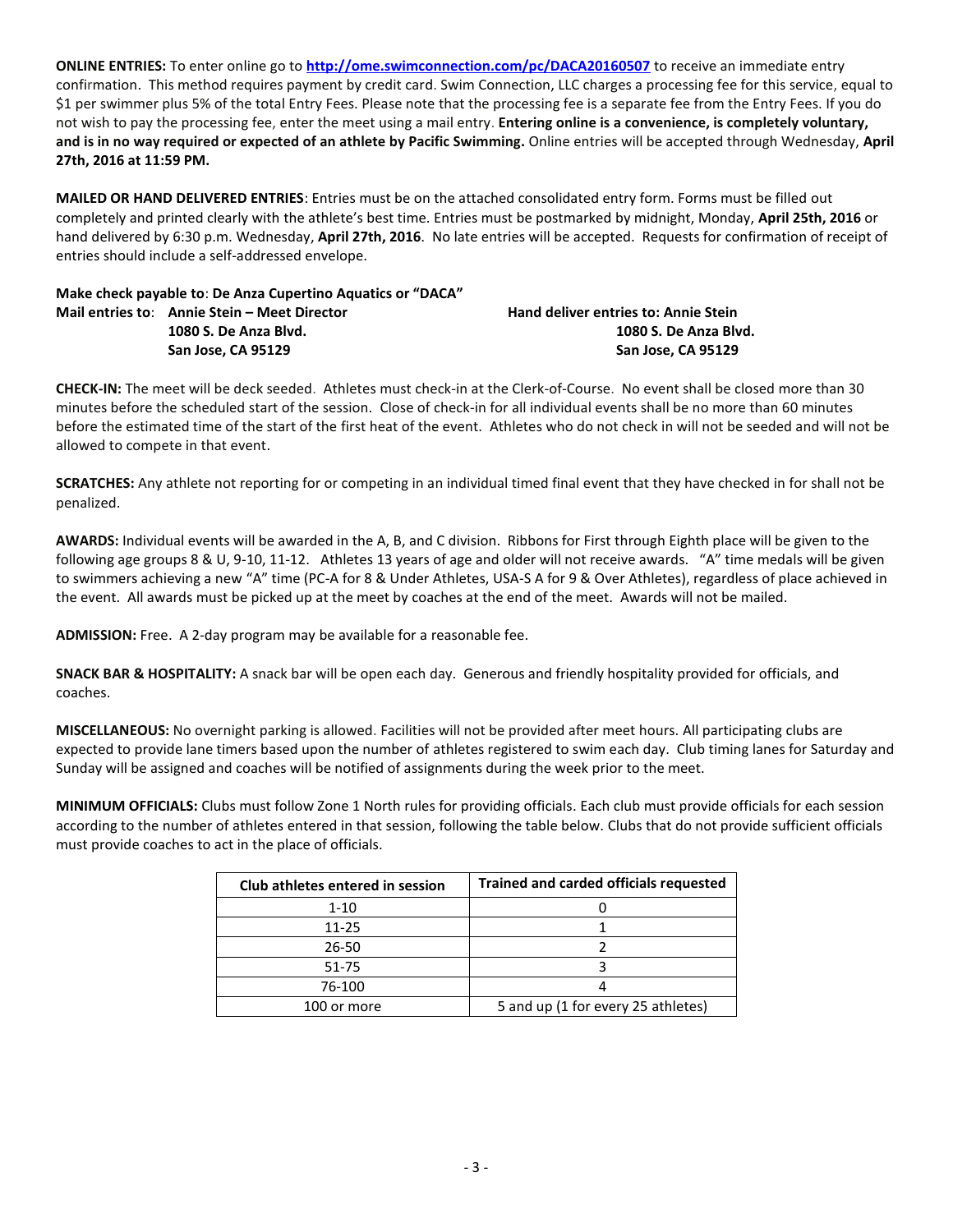**ONLINE ENTRIES:** To enter online go to **http://ome.swimconnection.com/pc/DACA20160507** to receive an immediate entry confirmation. This method requires payment by credit card. Swim Connection, LLC charges a processing fee for this service, equal to $1 per swimmer plus 5% of the total Entry Fees. Please note that the processing fee is a separate fee from the Entry Fees. If you do not wish to pay the processing fee, enter the meet using a mail entry. **Entering online is a convenience, is completely voluntary, and is in no way required or expected of an athlete by Pacific Swimming.** Online entries will be accepted through Wednesday, **April 27th, 2016 at 11:59 PM.**

**MAILED OR HAND DELIVERED ENTRIES**: Entries must be on the attached consolidated entry form. Forms must be filled out completely and printed clearly with the athlete's best time. Entries must be postmarked by midnight, Monday, **April 25th, 2016** or hand delivered by 6:30 p.m. Wednesday, **April 27th, 2016**. No late entries will be accepted. Requests for confirmation of receipt of entries should include a self-addressed envelope.

**Make check payable to**: **De Anza Cupertino Aquatics or "DACA"**

**Mail entries to**: **Annie Stein – Meet Director**
**1080 S. De Anza Blvd.**
**San Jose, CA 95129**

**Hand deliver entries to: Annie Stein**
**1080 S. De Anza Blvd.**
**San Jose, CA 95129**

**CHECK-IN:** The meet will be deck seeded. Athletes must check-in at the Clerk-of-Course. No event shall be closed more than 30 minutes before the scheduled start of the session. Close of check-in for all individual events shall be no more than 60 minutes before the estimated time of the start of the first heat of the event. Athletes who do not check in will not be seeded and will not be allowed to compete in that event.

**SCRATCHES:** Any athlete not reporting for or competing in an individual timed final event that they have checked in for shall not be penalized.

**AWARDS:** Individual events will be awarded in the A, B, and C division. Ribbons for First through Eighth place will be given to the following age groups 8 & U, 9-10, 11-12. Athletes 13 years of age and older will not receive awards. "A" time medals will be given to swimmers achieving a new "A" time (PC-A for 8 & Under Athletes, USA-S A for 9 & Over Athletes), regardless of place achieved in the event. All awards must be picked up at the meet by coaches at the end of the meet. Awards will not be mailed.

**ADMISSION:** Free. A 2-day program may be available for a reasonable fee.

**SNACK BAR & HOSPITALITY:** A snack bar will be open each day. Generous and friendly hospitality provided for officials, and coaches.

**MISCELLANEOUS:** No overnight parking is allowed. Facilities will not be provided after meet hours. All participating clubs are expected to provide lane timers based upon the number of athletes registered to swim each day. Club timing lanes for Saturday and Sunday will be assigned and coaches will be notified of assignments during the week prior to the meet.

**MINIMUM OFFICIALS:** Clubs must follow Zone 1 North rules for providing officials. Each club must provide officials for each session according to the number of athletes entered in that session, following the table below. Clubs that do not provide sufficient officials must provide coaches to act in the place of officials.

| Club athletes entered in session | Trained and carded officials requested |
|---|---|
| 1-10 | 0 |
| 11-25 | 1 |
| 26-50 | 2 |
| 51-75 | 3 |
| 76-100 | 4 |
| 100 or more | 5 and up (1 for every 25 athletes) |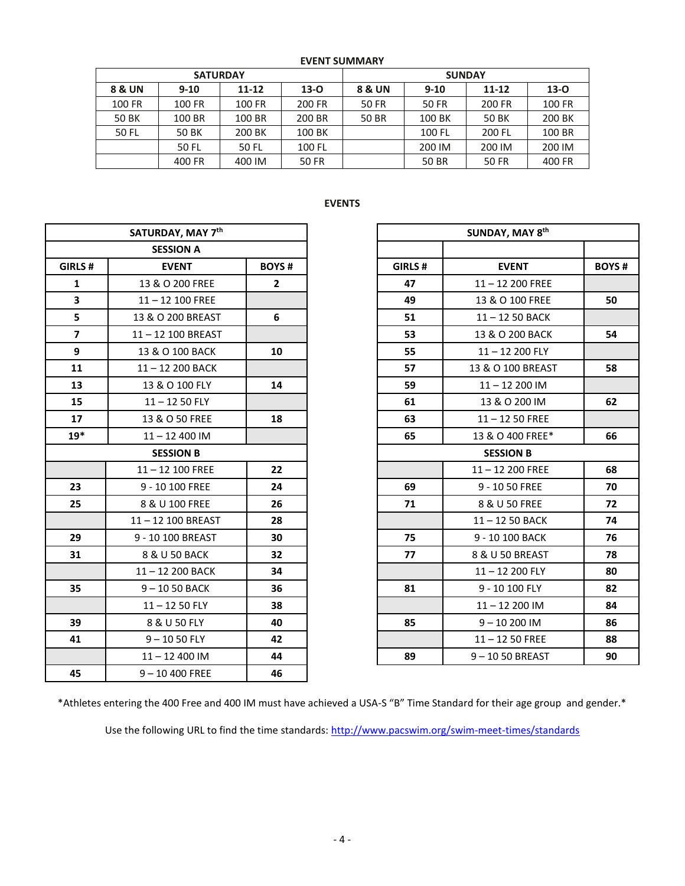**EVENT SUMMARY**

| SATURDAY | | | | SUNDAY | | | |
|---|---|---|---|---|---|---|---|
| 8 & UN | 9-10 | 11-12 | 13-O | 8 & UN | 9-10 | 11-12 | 13-O |
| 100 FR | 100 FR | 100 FR | 200 FR | 50 FR | 50 FR | 200 FR | 100 FR |
| 50 BK | 100 BR | 100 BR | 200 BR | 50 BR | 100 BK | 50 BK | 200 BK |
| 50 FL | 50 BK | 200 BK | 100 BK | | 100 FL | 200 FL | 100 BR |
| | 50 FL | 50 FL | 100 FL | | 200 IM | 200 IM | 200 IM |
| | 400 FR | 400 IM | 50 FR | | 50 BR | 50 FR | 400 FR |

**EVENTS**

| SATURDAY, MAY 7th | | |
|---|---|---|
| SESSION A | | |
| GIRLS # | EVENT | BOYS # |
| 1 | 13 & O 200 FREE | 2 |
| 3 | 11 – 12 100 FREE | |
| 5 | 13 & O 200 BREAST | 6 |
| 7 | 11 – 12 100 BREAST | |
| 9 | 13 & O 100 BACK | 10 |
| 11 | 11 – 12 200 BACK | |
| 13 | 13 & O 100 FLY | 14 |
| 15 | 11 – 12 50 FLY | |
| 17 | 13 & O 50 FREE | 18 |
| 19* | 11 – 12 400 IM | |
| SESSION B | | |
| | 11 – 12 100 FREE | 22 |
| 23 | 9 - 10 100 FREE | 24 |
| 25 | 8 & U 100 FREE | 26 |
| | 11 – 12 100 BREAST | 28 |
| 29 | 9 - 10 100 BREAST | 30 |
| 31 | 8 & U 50 BACK | 32 |
| | 11 – 12 200 BACK | 34 |
| 35 | 9 – 10 50 BACK | 36 |
| | 11 – 12 50 FLY | 38 |
| 39 | 8 & U 50 FLY | 40 |
| 41 | 9 – 10 50 FLY | 42 |
| | 11 – 12 400 IM | 44 |
| 45 | 9 – 10 400 FREE | 46 |

| SUNDAY, MAY 8th | | |
|---|---|---|
| | | |
| GIRLS # | EVENT | BOYS # |
| 47 | 11 – 12 200 FREE | |
| 49 | 13 & O 100 FREE | 50 |
| 51 | 11 – 12 50 BACK | |
| 53 | 13 & O 200 BACK | 54 |
| 55 | 11 – 12 200 FLY | |
| 57 | 13 & O 100 BREAST | 58 |
| 59 | 11 – 12 200 IM | |
| 61 | 13 & O 200 IM | 62 |
| 63 | 11 – 12 50 FREE | |
| 65 | 13 & O 400 FREE* | 66 |
| SESSION B | | |
| | 11 – 12 200 FREE | 68 |
| 69 | 9 - 10 50 FREE | 70 |
| 71 | 8 & U 50 FREE | 72 |
| | 11 – 12 50 BACK | 74 |
| 75 | 9 - 10 100 BACK | 76 |
| 77 | 8 & U 50 BREAST | 78 |
| | 11 – 12 200 FLY | 80 |
| 81 | 9 - 10 100 FLY | 82 |
| | 11 – 12 200 IM | 84 |
| 85 | 9 – 10 200 IM | 86 |
| | 11 – 12 50 FREE | 88 |
| 89 | 9 – 10 50 BREAST | 90 |

*Athletes entering the 400 Free and 400 IM must have achieved a USA-S "B" Time Standard for their age group and gender.*

Use the following URL to find the time standards: http://www.pacswim.org/swim-meet-times/standards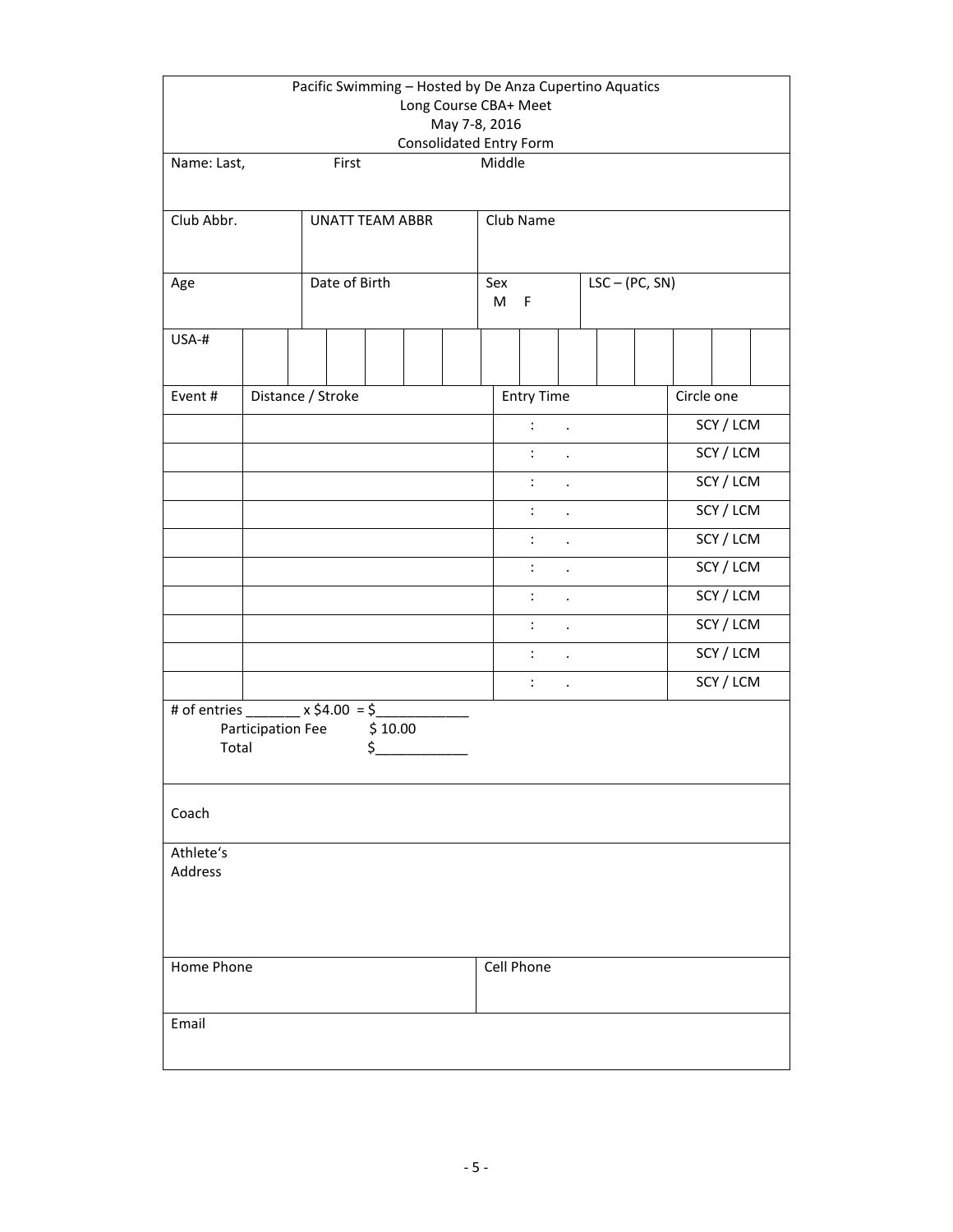Pacific Swimming – Hosted by De Anza Cupertino Aquatics
Long Course CBA+ Meet
May 7-8, 2016
Consolidated Entry Form

| Name: Last, | First | Middle |
|---|---|---|
| | | |

| Club Abbr. | UNATT TEAM ABBR | Club Name |
|---|---|---|
| | | |

| Age | Date of Birth | Sex M F | LSC – (PC, SN) |
|---|---|---|---|
| | | | |

| USA-# | | | | | | | | | | | | | | |
|---|---|---|---|---|---|---|---|---|---|---|---|---|---|---|
| | | | | | | | | | | | | | | |

| Event # | Distance / Stroke | Entry Time | Circle one |
|---|---|---|---|
| | | : . | SCY / LCM |
| | | : . | SCY / LCM |
| | | : . | SCY / LCM |
| | | : . | SCY / LCM |
| | | : . | SCY / LCM |
| | | : . | SCY / LCM |
| | | : . | SCY / LCM |
| | | : . | SCY / LCM |
| | | : . | SCY / LCM |
| | | : . | SCY / LCM |

# of entries _______ x $4.00 = $____________
Participation Fee $ 10.00
Total $____________

Coach

Athlete's Address

| Home Phone | Cell Phone |
|---|---|
| | |

Email